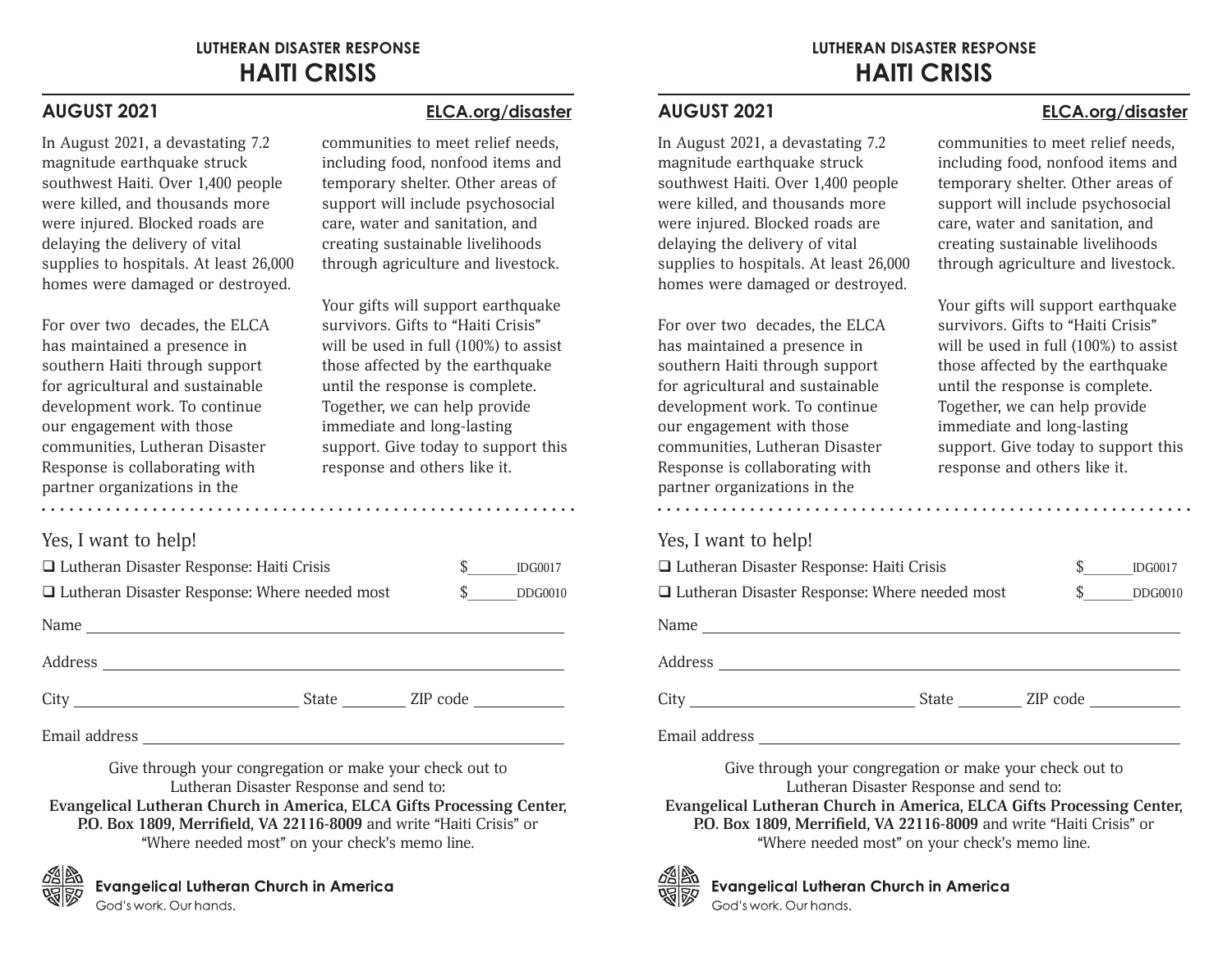LUTHERAN DISASTER RESPONSE

# HAITI CRISIS

**AUGUST 2021** **ELCA.org/disaster**

In August 2021, a devastating 7.2 magnitude earthquake struck southwest Haiti. Over 1,400 people were killed, and thousands more were injured. Blocked roads are delaying the delivery of vital supplies to hospitals. At least 26,000 homes were damaged or destroyed.

For over two decades, the ELCA has maintained a presence in southern Haiti through support for agricultural and sustainable development work. To continue our engagement with those communities, Lutheran Disaster Response is collaborating with partner organizations in the communities to meet relief needs, including food, nonfood items and temporary shelter. Other areas of support will include psychosocial care, water and sanitation, and creating sustainable livelihoods through agriculture and livestock.

Your gifts will support earthquake survivors. Gifts to "Haiti Crisis" will be used in full (100%) to assist those affected by the earthquake until the response is complete. Together, we can help provide immediate and long-lasting support. Give today to support this response and others like it.

---

Yes, I want to help!

❑ Lutheran Disaster Response: Haiti Crisis $______ IDG0017

❑ Lutheran Disaster Response: Where needed most $______ DDG0010

Name ______________________________

Address ______________________________

City ______________ State ________ ZIP code __________

Email address ______________________________

Give through your congregation or make your check out to Lutheran Disaster Response and send to:
**Evangelical Lutheran Church in America, ELCA Gifts Processing Center, P.O. Box 1809, Merrifield, VA 22116-8009** and write "Haiti Crisis" or "Where needed most" on your check's memo line.

Evangelical Lutheran Church in America
God's work. Our hands.

---

LUTHERAN DISASTER RESPONSE

# HAITI CRISIS

**AUGUST 2021** **ELCA.org/disaster**

In August 2021, a devastating 7.2 magnitude earthquake struck southwest Haiti. Over 1,400 people were killed, and thousands more were injured. Blocked roads are delaying the delivery of vital supplies to hospitals. At least 26,000 homes were damaged or destroyed.

For over two decades, the ELCA has maintained a presence in southern Haiti through support for agricultural and sustainable development work. To continue our engagement with those communities, Lutheran Disaster Response is collaborating with partner organizations in the communities to meet relief needs, including food, nonfood items and temporary shelter. Other areas of support will include psychosocial care, water and sanitation, and creating sustainable livelihoods through agriculture and livestock.

Your gifts will support earthquake survivors. Gifts to "Haiti Crisis" will be used in full (100%) to assist those affected by the earthquake until the response is complete. Together, we can help provide immediate and long-lasting support. Give today to support this response and others like it.

---

Yes, I want to help!

❑ Lutheran Disaster Response: Haiti Crisis $______ IDG0017

❑ Lutheran Disaster Response: Where needed most $______ DDG0010

Name ______________________________

Address ______________________________

City ______________ State ________ ZIP code __________

Email address ______________________________

Give through your congregation or make your check out to Lutheran Disaster Response and send to:
**Evangelical Lutheran Church in America, ELCA Gifts Processing Center, P.O. Box 1809, Merrifield, VA 22116-8009** and write "Haiti Crisis" or "Where needed most" on your check's memo line.

Evangelical Lutheran Church in America
God's work. Our hands.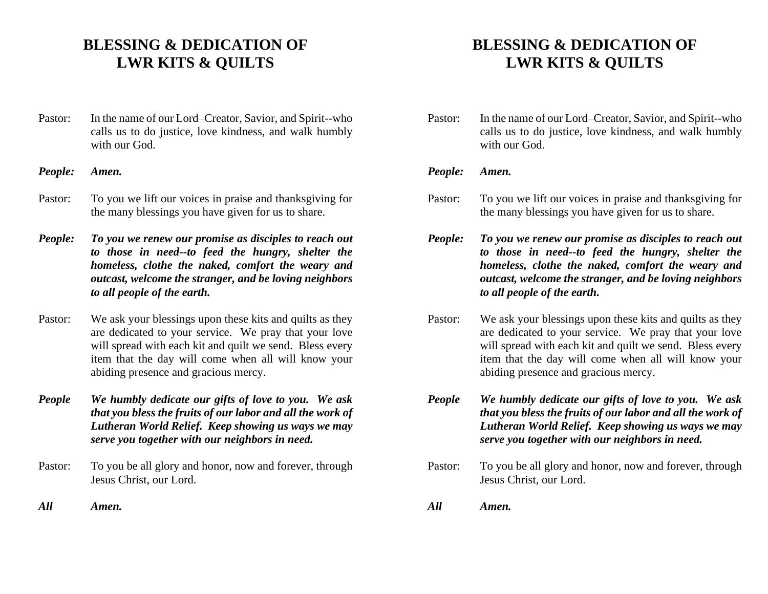# BLESSING & DEDICATION OF LWR KITS & QUILTS

Pastor: In the name of our Lord–Creator, Savior, and Spirit--who calls us to do justice, love kindness, and walk humbly with our God.

***People: Amen.***

Pastor: To you we lift our voices in praise and thanksgiving for the many blessings you have given for us to share.

***People: To you we renew our promise as disciples to reach out to those in need--to feed the hungry, shelter the homeless, clothe the naked, comfort the weary and outcast, welcome the stranger, and be loving neighbors to all people of the earth.***

Pastor: We ask your blessings upon these kits and quilts as they are dedicated to your service. We pray that your love will spread with each kit and quilt we send. Bless every item that the day will come when all will know your abiding presence and gracious mercy.

***People We humbly dedicate our gifts of love to you. We ask that you bless the fruits of our labor and all the work of Lutheran World Relief. Keep showing us ways we may serve you together with our neighbors in need.***

Pastor: To you be all glory and honor, now and forever, through Jesus Christ, our Lord.

***All Amen.***

# BLESSING & DEDICATION OF LWR KITS & QUILTS

Pastor: In the name of our Lord–Creator, Savior, and Spirit--who calls us to do justice, love kindness, and walk humbly with our God.

***People: Amen.***

Pastor: To you we lift our voices in praise and thanksgiving for the many blessings you have given for us to share.

***People: To you we renew our promise as disciples to reach out to those in need--to feed the hungry, shelter the homeless, clothe the naked, comfort the weary and outcast, welcome the stranger, and be loving neighbors to all people of the earth.***

Pastor: We ask your blessings upon these kits and quilts as they are dedicated to your service. We pray that your love will spread with each kit and quilt we send. Bless every item that the day will come when all will know your abiding presence and gracious mercy.

***People We humbly dedicate our gifts of love to you. We ask that you bless the fruits of our labor and all the work of Lutheran World Relief. Keep showing us ways we may serve you together with our neighbors in need.***

Pastor: To you be all glory and honor, now and forever, through Jesus Christ, our Lord.

***All Amen.***